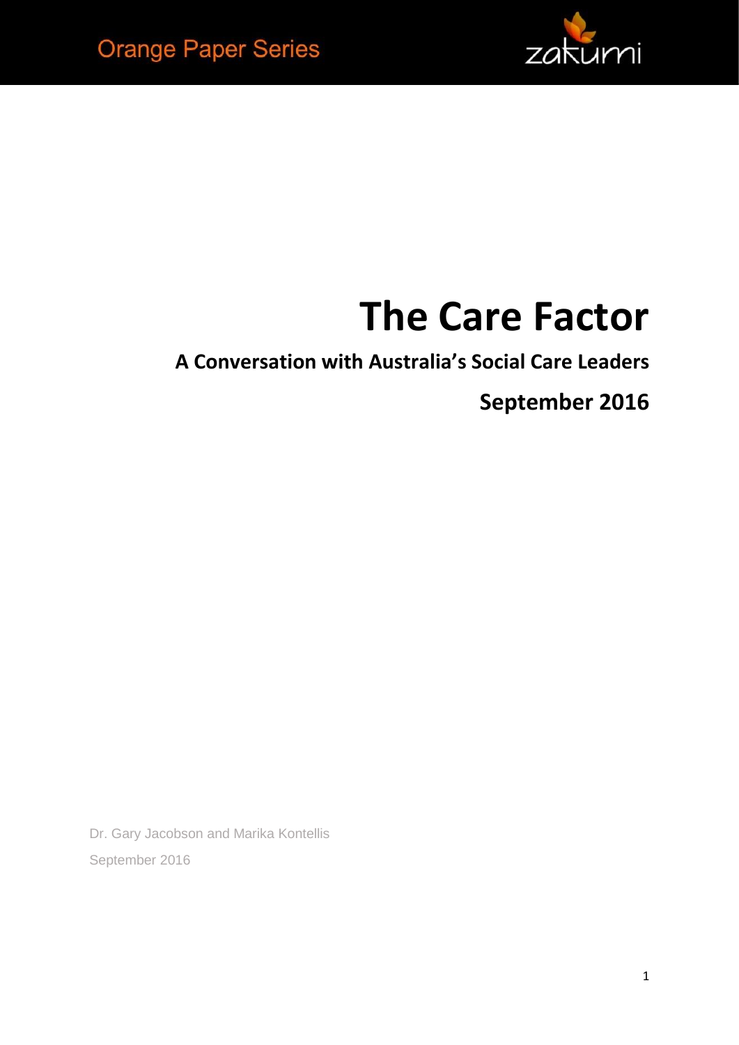Orange Paper Series

zakumi

# The Care Factor

## A Conversation with Australia's Social Care Leaders

## September 2016

Dr. Gary Jacobson and Marika Kontellis

September 2016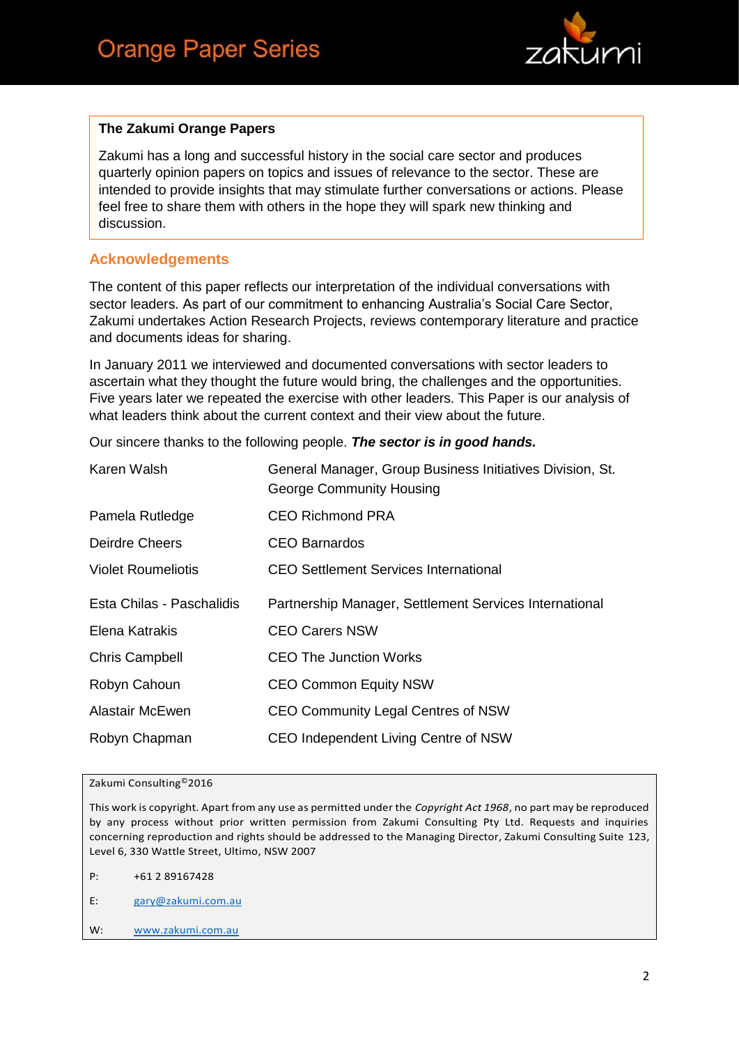**The Zakumi Orange Papers**

Zakumi has a long and successful history in the social care sector and produces quarterly opinion papers on topics and issues of relevance to the sector. These are intended to provide insights that may stimulate further conversations or actions. Please feel free to share them with others in the hope they will spark new thinking and discussion.

## Acknowledgements

The content of this paper reflects our interpretation of the individual conversations with sector leaders. As part of our commitment to enhancing Australia's Social Care Sector, Zakumi undertakes Action Research Projects, reviews contemporary literature and practice and documents ideas for sharing.

In January 2011 we interviewed and documented conversations with sector leaders to ascertain what they thought the future would bring, the challenges and the opportunities. Five years later we repeated the exercise with other leaders. This Paper is our analysis of what leaders think about the current context and their view about the future.

Our sincere thanks to the following people. ***The sector is in good hands.***

| | |
|---|---|
| Karen Walsh | General Manager, Group Business Initiatives Division, St. George Community Housing |
| Pamela Rutledge | CEO Richmond PRA |
| Deirdre Cheers | CEO Barnardos |
| Violet Roumeliotis | CEO Settlement Services International |
| Esta Chilas - Paschalidis | Partnership Manager, Settlement Services International |
| Elena Katrakis | CEO Carers NSW |
| Chris Campbell | CEO The Junction Works |
| Robyn Cahoun | CEO Common Equity NSW |
| Alastair McEwen | CEO Community Legal Centres of NSW |
| Robyn Chapman | CEO Independent Living Centre of NSW |

Zakumi Consulting©2016

This work is copyright. Apart from any use as permitted under the *Copyright Act 1968*, no part may be reproduced by any process without prior written permission from Zakumi Consulting Pty Ltd. Requests and inquiries concerning reproduction and rights should be addressed to the Managing Director, Zakumi Consulting Suite 123, Level 6, 330 Wattle Street, Ultimo, NSW 2007

P: +61 2 89167428

E: gary@zakumi.com.au

W: www.zakumi.com.au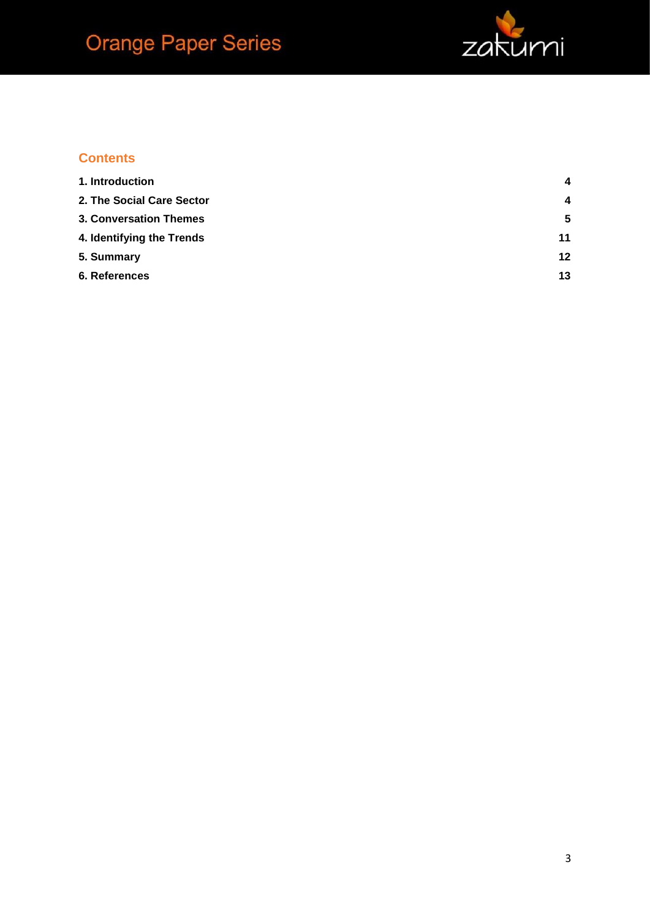## Contents

| | |
|---|---|
| **1. Introduction** | **4** |
| **2. The Social Care Sector** | **4** |
| **3. Conversation Themes** | **5** |
| **4. Identifying the Trends** | **11** |
| **5. Summary** | **12** |
| **6. References** | **13** |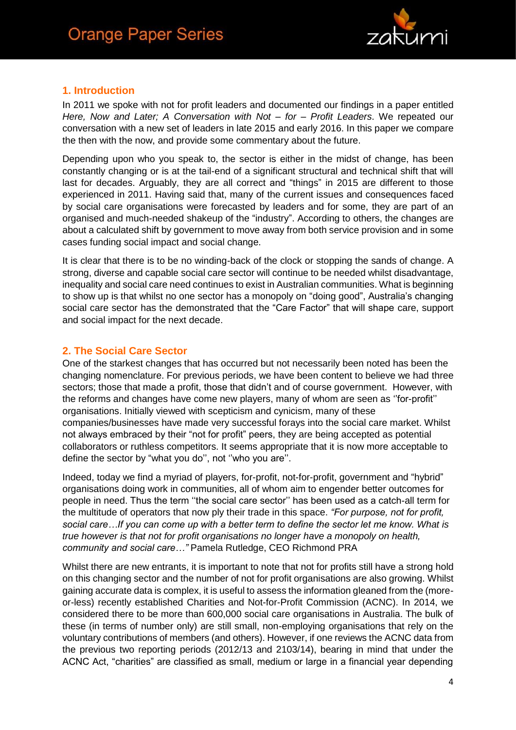## 1. Introduction

In 2011 we spoke with not for profit leaders and documented our findings in a paper entitled *Here, Now and Later; A Conversation with Not – for – Profit Leaders*. We repeated our conversation with a new set of leaders in late 2015 and early 2016. In this paper we compare the then with the now, and provide some commentary about the future.

Depending upon who you speak to, the sector is either in the midst of change, has been constantly changing or is at the tail-end of a significant structural and technical shift that will last for decades. Arguably, they are all correct and "things" in 2015 are different to those experienced in 2011. Having said that, many of the current issues and consequences faced by social care organisations were forecasted by leaders and for some, they are part of an organised and much-needed shakeup of the "industry". According to others, the changes are about a calculated shift by government to move away from both service provision and in some cases funding social impact and social change.

It is clear that there is to be no winding-back of the clock or stopping the sands of change. A strong, diverse and capable social care sector will continue to be needed whilst disadvantage, inequality and social care need continues to exist in Australian communities. What is beginning to show up is that whilst no one sector has a monopoly on "doing good", Australia's changing social care sector has the demonstrated that the "Care Factor" that will shape care, support and social impact for the next decade.

## 2. The Social Care Sector

One of the starkest changes that has occurred but not necessarily been noted has been the changing nomenclature. For previous periods, we have been content to believe we had three sectors; those that made a profit, those that didn't and of course government. However, with the reforms and changes have come new players, many of whom are seen as ''for-profit'' organisations. Initially viewed with scepticism and cynicism, many of these companies/businesses have made very successful forays into the social care market. Whilst not always embraced by their "not for profit" peers, they are being accepted as potential collaborators or ruthless competitors. It seems appropriate that it is now more acceptable to define the sector by "what you do'', not ''who you are''.

Indeed, today we find a myriad of players, for-profit, not-for-profit, government and "hybrid" organisations doing work in communities, all of whom aim to engender better outcomes for people in need. Thus the term ''the social care sector'' has been used as a catch-all term for the multitude of operators that now ply their trade in this space. *"For purpose, not for profit, social care…If you can come up with a better term to define the sector let me know. What is true however is that not for profit organisations no longer have a monopoly on health, community and social care…"* Pamela Rutledge, CEO Richmond PRA

Whilst there are new entrants, it is important to note that not for profits still have a strong hold on this changing sector and the number of not for profit organisations are also growing. Whilst gaining accurate data is complex, it is useful to assess the information gleaned from the (more-or-less) recently established Charities and Not-for-Profit Commission (ACNC). In 2014, we considered there to be more than 600,000 social care organisations in Australia. The bulk of these (in terms of number only) are still small, non-employing organisations that rely on the voluntary contributions of members (and others). However, if one reviews the ACNC data from the previous two reporting periods (2012/13 and 2103/14), bearing in mind that under the ACNC Act, "charities" are classified as small, medium or large in a financial year depending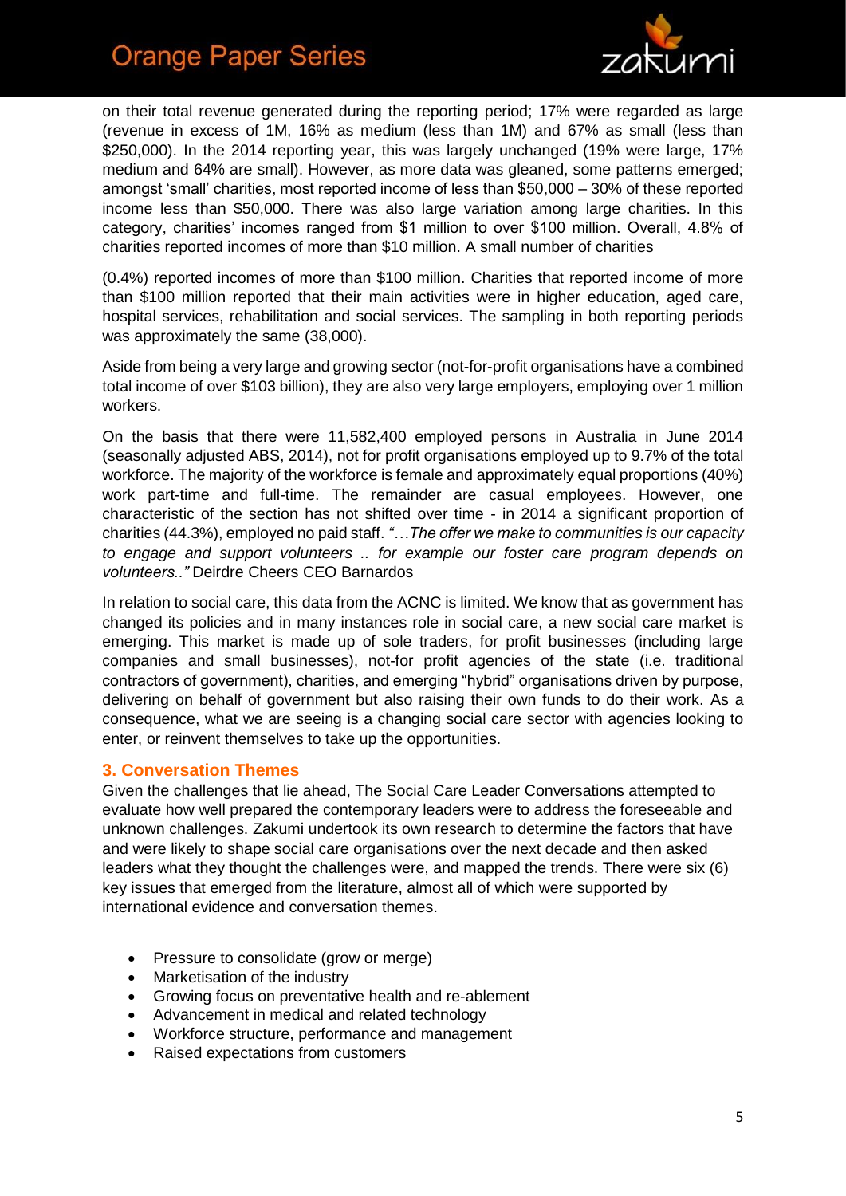on their total revenue generated during the reporting period; 17% were regarded as large (revenue in excess of 1M, 16% as medium (less than 1M) and 67% as small (less than $250,000). In the 2014 reporting year, this was largely unchanged (19% were large, 17% medium and 64% are small). However, as more data was gleaned, some patterns emerged; amongst 'small' charities, most reported income of less than $50,000 – 30% of these reported income less than $50,000. There was also large variation among large charities. In this category, charities' incomes ranged from $1 million to over $100 million. Overall, 4.8% of charities reported incomes of more than $10 million. A small number of charities

(0.4%) reported incomes of more than $100 million. Charities that reported income of more than $100 million reported that their main activities were in higher education, aged care, hospital services, rehabilitation and social services. The sampling in both reporting periods was approximately the same (38,000).

Aside from being a very large and growing sector (not-for-profit organisations have a combined total income of over $103 billion), they are also very large employers, employing over 1 million workers.

On the basis that there were 11,582,400 employed persons in Australia in June 2014 (seasonally adjusted ABS, 2014), not for profit organisations employed up to 9.7% of the total workforce. The majority of the workforce is female and approximately equal proportions (40%) work part-time and full-time. The remainder are casual employees. However, one characteristic of the section has not shifted over time - in 2014 a significant proportion of charities (44.3%), employed no paid staff. *"…The offer we make to communities is our capacity to engage and support volunteers .. for example our foster care program depends on volunteers.."* Deirdre Cheers CEO Barnardos

In relation to social care, this data from the ACNC is limited. We know that as government has changed its policies and in many instances role in social care, a new social care market is emerging. This market is made up of sole traders, for profit businesses (including large companies and small businesses), not-for profit agencies of the state (i.e. traditional contractors of government), charities, and emerging "hybrid" organisations driven by purpose, delivering on behalf of government but also raising their own funds to do their work. As a consequence, what we are seeing is a changing social care sector with agencies looking to enter, or reinvent themselves to take up the opportunities.

## 3. Conversation Themes

Given the challenges that lie ahead, The Social Care Leader Conversations attempted to evaluate how well prepared the contemporary leaders were to address the foreseeable and unknown challenges. Zakumi undertook its own research to determine the factors that have and were likely to shape social care organisations over the next decade and then asked leaders what they thought the challenges were, and mapped the trends. There were six (6) key issues that emerged from the literature, almost all of which were supported by international evidence and conversation themes.

- Pressure to consolidate (grow or merge)
- Marketisation of the industry
- Growing focus on preventative health and re-ablement
- Advancement in medical and related technology
- Workforce structure, performance and management
- Raised expectations from customers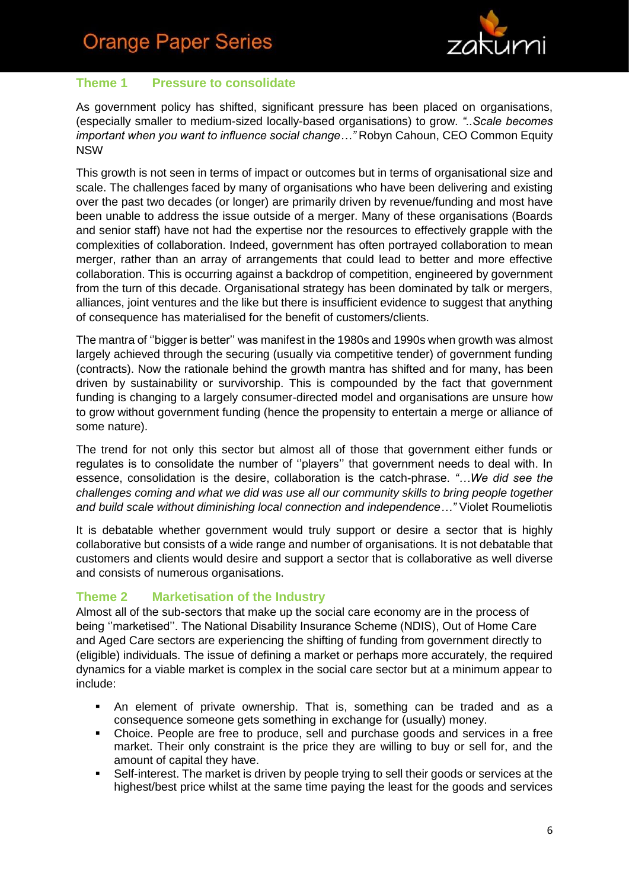## Theme 1 Pressure to consolidate

As government policy has shifted, significant pressure has been placed on organisations, (especially smaller to medium-sized locally-based organisations) to grow. *"..Scale becomes important when you want to influence social change…"* Robyn Cahoun, CEO Common Equity NSW

This growth is not seen in terms of impact or outcomes but in terms of organisational size and scale. The challenges faced by many of organisations who have been delivering and existing over the past two decades (or longer) are primarily driven by revenue/funding and most have been unable to address the issue outside of a merger. Many of these organisations (Boards and senior staff) have not had the expertise nor the resources to effectively grapple with the complexities of collaboration. Indeed, government has often portrayed collaboration to mean merger, rather than an array of arrangements that could lead to better and more effective collaboration. This is occurring against a backdrop of competition, engineered by government from the turn of this decade. Organisational strategy has been dominated by talk or mergers, alliances, joint ventures and the like but there is insufficient evidence to suggest that anything of consequence has materialised for the benefit of customers/clients.

The mantra of ''bigger is better'' was manifest in the 1980s and 1990s when growth was almost largely achieved through the securing (usually via competitive tender) of government funding (contracts). Now the rationale behind the growth mantra has shifted and for many, has been driven by sustainability or survivorship. This is compounded by the fact that government funding is changing to a largely consumer-directed model and organisations are unsure how to grow without government funding (hence the propensity to entertain a merge or alliance of some nature).

The trend for not only this sector but almost all of those that government either funds or regulates is to consolidate the number of ''players'' that government needs to deal with. In essence, consolidation is the desire, collaboration is the catch-phrase. *"…We did see the challenges coming and what we did was use all our community skills to bring people together and build scale without diminishing local connection and independence…"* Violet Roumeliotis

It is debatable whether government would truly support or desire a sector that is highly collaborative but consists of a wide range and number of organisations. It is not debatable that customers and clients would desire and support a sector that is collaborative as well diverse and consists of numerous organisations.

## Theme 2 Marketisation of the Industry

Almost all of the sub-sectors that make up the social care economy are in the process of being ''marketised''. The National Disability Insurance Scheme (NDIS), Out of Home Care and Aged Care sectors are experiencing the shifting of funding from government directly to (eligible) individuals. The issue of defining a market or perhaps more accurately, the required dynamics for a viable market is complex in the social care sector but at a minimum appear to include:

- An element of private ownership. That is, something can be traded and as a consequence someone gets something in exchange for (usually) money.
- Choice. People are free to produce, sell and purchase goods and services in a free market. Their only constraint is the price they are willing to buy or sell for, and the amount of capital they have.
- Self-interest. The market is driven by people trying to sell their goods or services at the highest/best price whilst at the same time paying the least for the goods and services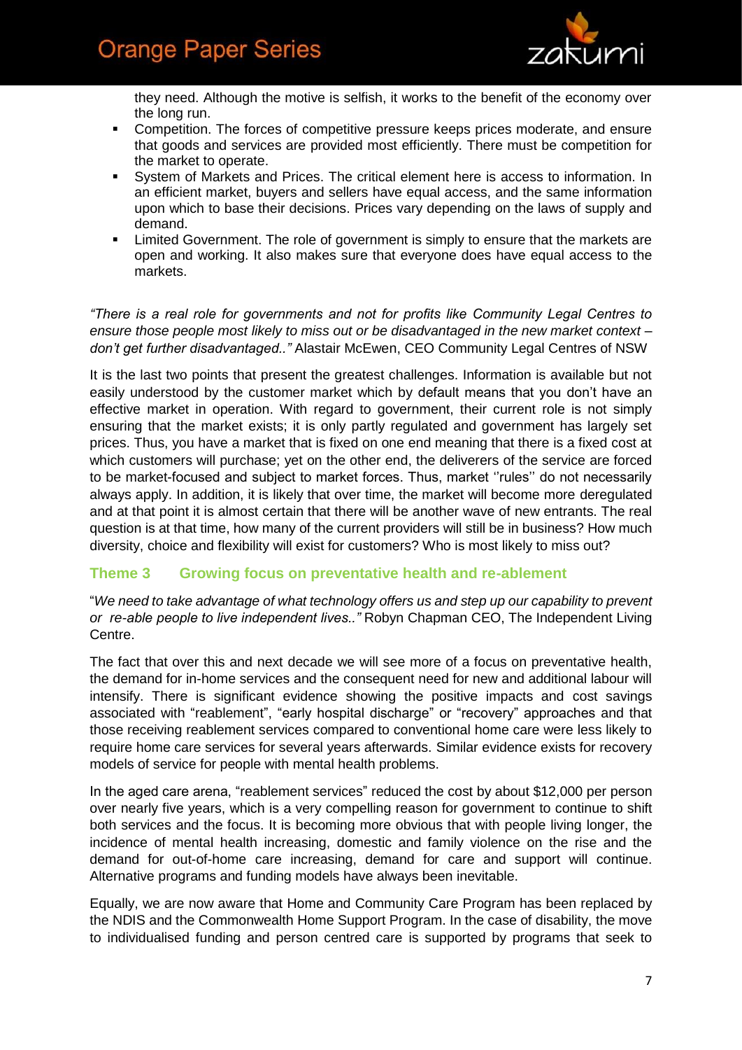they need. Although the motive is selfish, it works to the benefit of the economy over the long run.

- Competition. The forces of competitive pressure keeps prices moderate, and ensure that goods and services are provided most efficiently. There must be competition for the market to operate.
- System of Markets and Prices. The critical element here is access to information. In an efficient market, buyers and sellers have equal access, and the same information upon which to base their decisions. Prices vary depending on the laws of supply and demand.
- Limited Government. The role of government is simply to ensure that the markets are open and working. It also makes sure that everyone does have equal access to the markets.

*"There is a real role for governments and not for profits like Community Legal Centres to ensure those people most likely to miss out or be disadvantaged in the new market context – don't get further disadvantaged.."* Alastair McEwen, CEO Community Legal Centres of NSW

It is the last two points that present the greatest challenges. Information is available but not easily understood by the customer market which by default means that you don't have an effective market in operation. With regard to government, their current role is not simply ensuring that the market exists; it is only partly regulated and government has largely set prices. Thus, you have a market that is fixed on one end meaning that there is a fixed cost at which customers will purchase; yet on the other end, the deliverers of the service are forced to be market-focused and subject to market forces. Thus, market ''rules'' do not necessarily always apply. In addition, it is likely that over time, the market will become more deregulated and at that point it is almost certain that there will be another wave of new entrants. The real question is at that time, how many of the current providers will still be in business? How much diversity, choice and flexibility will exist for customers? Who is most likely to miss out?

### Theme 3 Growing focus on preventative health and re-ablement

"*We need to take advantage of what technology offers us and step up our capability to prevent or re-able people to live independent lives.."* Robyn Chapman CEO, The Independent Living Centre.

The fact that over this and next decade we will see more of a focus on preventative health, the demand for in-home services and the consequent need for new and additional labour will intensify. There is significant evidence showing the positive impacts and cost savings associated with "reablement", "early hospital discharge" or "recovery" approaches and that those receiving reablement services compared to conventional home care were less likely to require home care services for several years afterwards. Similar evidence exists for recovery models of service for people with mental health problems.

In the aged care arena, "reablement services" reduced the cost by about $12,000 per person over nearly five years, which is a very compelling reason for government to continue to shift both services and the focus. It is becoming more obvious that with people living longer, the incidence of mental health increasing, domestic and family violence on the rise and the demand for out-of-home care increasing, demand for care and support will continue. Alternative programs and funding models have always been inevitable.

Equally, we are now aware that Home and Community Care Program has been replaced by the NDIS and the Commonwealth Home Support Program. In the case of disability, the move to individualised funding and person centred care is supported by programs that seek to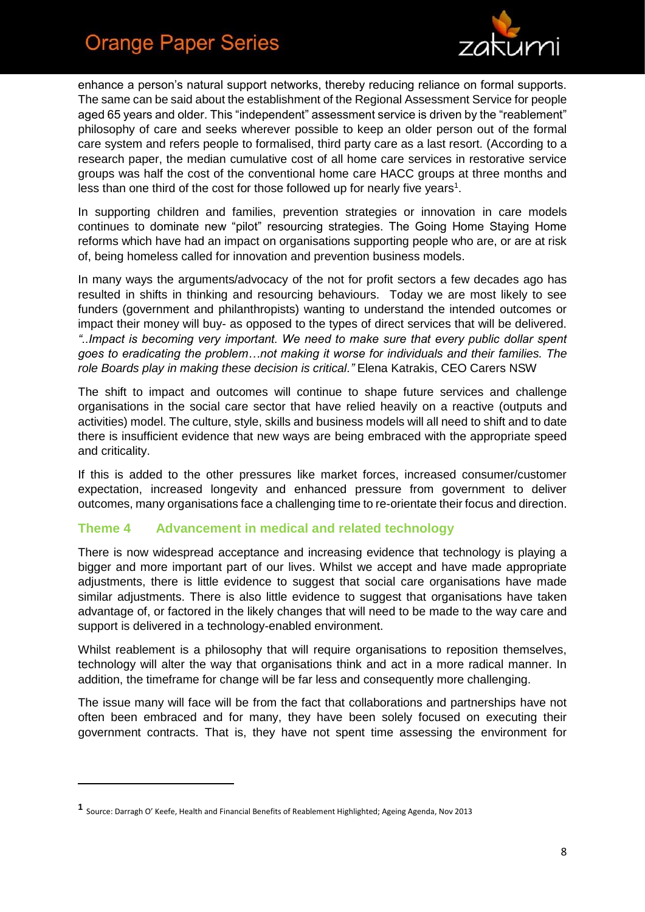enhance a person's natural support networks, thereby reducing reliance on formal supports. The same can be said about the establishment of the Regional Assessment Service for people aged 65 years and older. This "independent" assessment service is driven by the "reablement" philosophy of care and seeks wherever possible to keep an older person out of the formal care system and refers people to formalised, third party care as a last resort. (According to a research paper, the median cumulative cost of all home care services in restorative service groups was half the cost of the conventional home care HACC groups at three months and less than one third of the cost for those followed up for nearly five years[1].

In supporting children and families, prevention strategies or innovation in care models continues to dominate new "pilot" resourcing strategies. The Going Home Staying Home reforms which have had an impact on organisations supporting people who are, or are at risk of, being homeless called for innovation and prevention business models.

In many ways the arguments/advocacy of the not for profit sectors a few decades ago has resulted in shifts in thinking and resourcing behaviours. Today we are most likely to see funders (government and philanthropists) wanting to understand the intended outcomes or impact their money will buy- as opposed to the types of direct services that will be delivered. *"..Impact is becoming very important. We need to make sure that every public dollar spent goes to eradicating the problem…not making it worse for individuals and their families. The role Boards play in making these decision is critical."* Elena Katrakis, CEO Carers NSW

The shift to impact and outcomes will continue to shape future services and challenge organisations in the social care sector that have relied heavily on a reactive (outputs and activities) model. The culture, style, skills and business models will all need to shift and to date there is insufficient evidence that new ways are being embraced with the appropriate speed and criticality.

If this is added to the other pressures like market forces, increased consumer/customer expectation, increased longevity and enhanced pressure from government to deliver outcomes, many organisations face a challenging time to re-orientate their focus and direction.

### Theme 4 Advancement in medical and related technology

There is now widespread acceptance and increasing evidence that technology is playing a bigger and more important part of our lives. Whilst we accept and have made appropriate adjustments, there is little evidence to suggest that social care organisations have made similar adjustments. There is also little evidence to suggest that organisations have taken advantage of, or factored in the likely changes that will need to be made to the way care and support is delivered in a technology-enabled environment.

Whilst reablement is a philosophy that will require organisations to reposition themselves, technology will alter the way that organisations think and act in a more radical manner. In addition, the timeframe for change will be far less and consequently more challenging.

The issue many will face will be from the fact that collaborations and partnerships have not often been embraced and for many, they have been solely focused on executing their government contracts. That is, they have not spent time assessing the environment for

---

[1] Source: Darragh O' Keefe, Health and Financial Benefits of Reablement Highlighted; Ageing Agenda, Nov 2013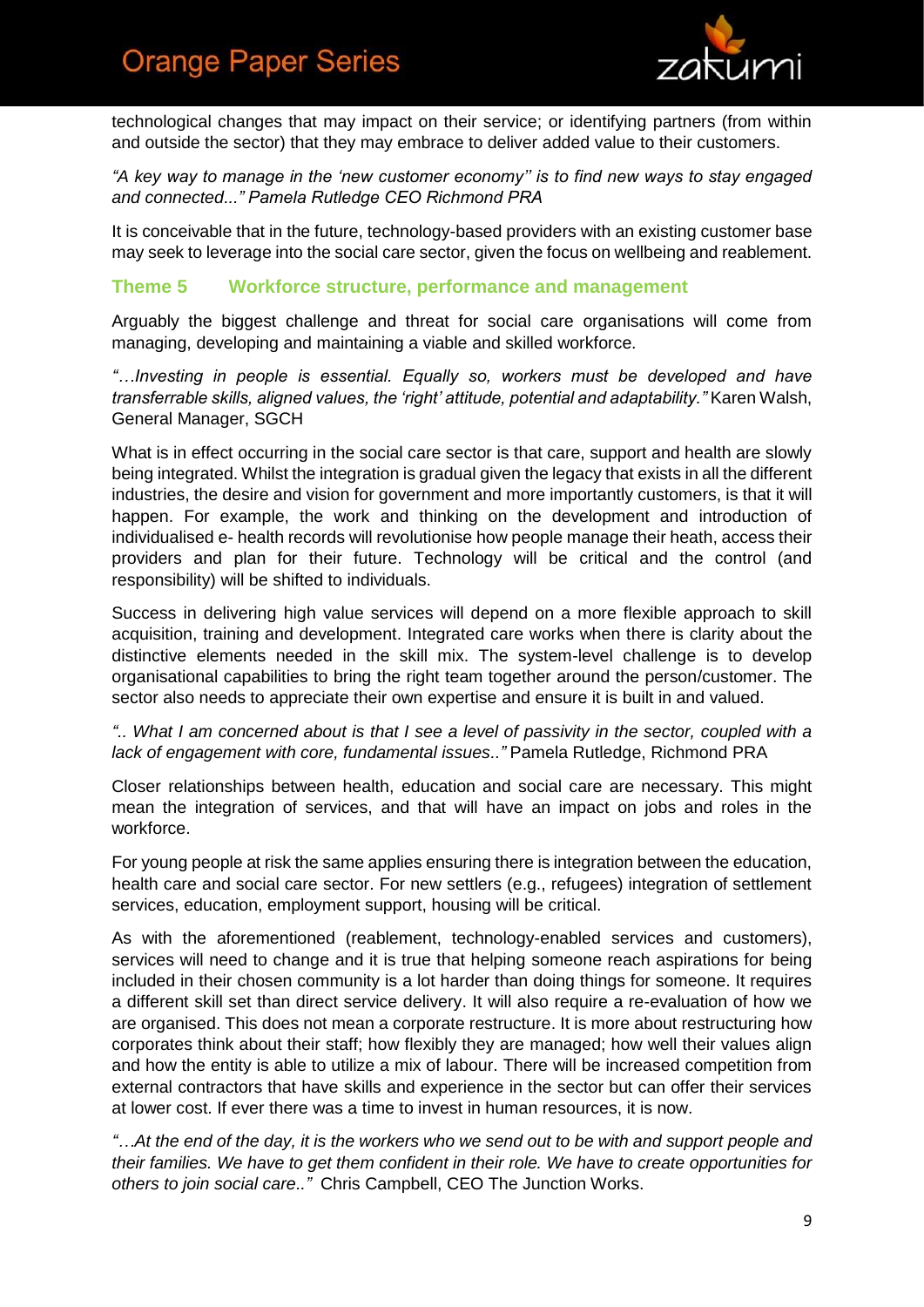technological changes that may impact on their service; or identifying partners (from within and outside the sector) that they may embrace to deliver added value to their customers.

*"A key way to manage in the 'new customer economy'' is to find new ways to stay engaged and connected..." Pamela Rutledge CEO Richmond PRA*

It is conceivable that in the future, technology-based providers with an existing customer base may seek to leverage into the social care sector, given the focus on wellbeing and reablement.

## Theme 5 Workforce structure, performance and management

Arguably the biggest challenge and threat for social care organisations will come from managing, developing and maintaining a viable and skilled workforce.

*"…Investing in people is essential. Equally so, workers must be developed and have transferrable skills, aligned values, the 'right' attitude, potential and adaptability."* Karen Walsh, General Manager, SGCH

What is in effect occurring in the social care sector is that care, support and health are slowly being integrated. Whilst the integration is gradual given the legacy that exists in all the different industries, the desire and vision for government and more importantly customers, is that it will happen. For example, the work and thinking on the development and introduction of individualised e- health records will revolutionise how people manage their heath, access their providers and plan for their future. Technology will be critical and the control (and responsibility) will be shifted to individuals.

Success in delivering high value services will depend on a more flexible approach to skill acquisition, training and development. Integrated care works when there is clarity about the distinctive elements needed in the skill mix. The system-level challenge is to develop organisational capabilities to bring the right team together around the person/customer. The sector also needs to appreciate their own expertise and ensure it is built in and valued.

*".. What I am concerned about is that I see a level of passivity in the sector, coupled with a lack of engagement with core, fundamental issues.."* Pamela Rutledge, Richmond PRA

Closer relationships between health, education and social care are necessary. This might mean the integration of services, and that will have an impact on jobs and roles in the workforce.

For young people at risk the same applies ensuring there is integration between the education, health care and social care sector. For new settlers (e.g., refugees) integration of settlement services, education, employment support, housing will be critical.

As with the aforementioned (reablement, technology-enabled services and customers), services will need to change and it is true that helping someone reach aspirations for being included in their chosen community is a lot harder than doing things for someone. It requires a different skill set than direct service delivery. It will also require a re-evaluation of how we are organised. This does not mean a corporate restructure. It is more about restructuring how corporates think about their staff; how flexibly they are managed; how well their values align and how the entity is able to utilize a mix of labour. There will be increased competition from external contractors that have skills and experience in the sector but can offer their services at lower cost. If ever there was a time to invest in human resources, it is now.

*"…At the end of the day, it is the workers who we send out to be with and support people and their families. We have to get them confident in their role. We have to create opportunities for others to join social care.."* Chris Campbell, CEO The Junction Works.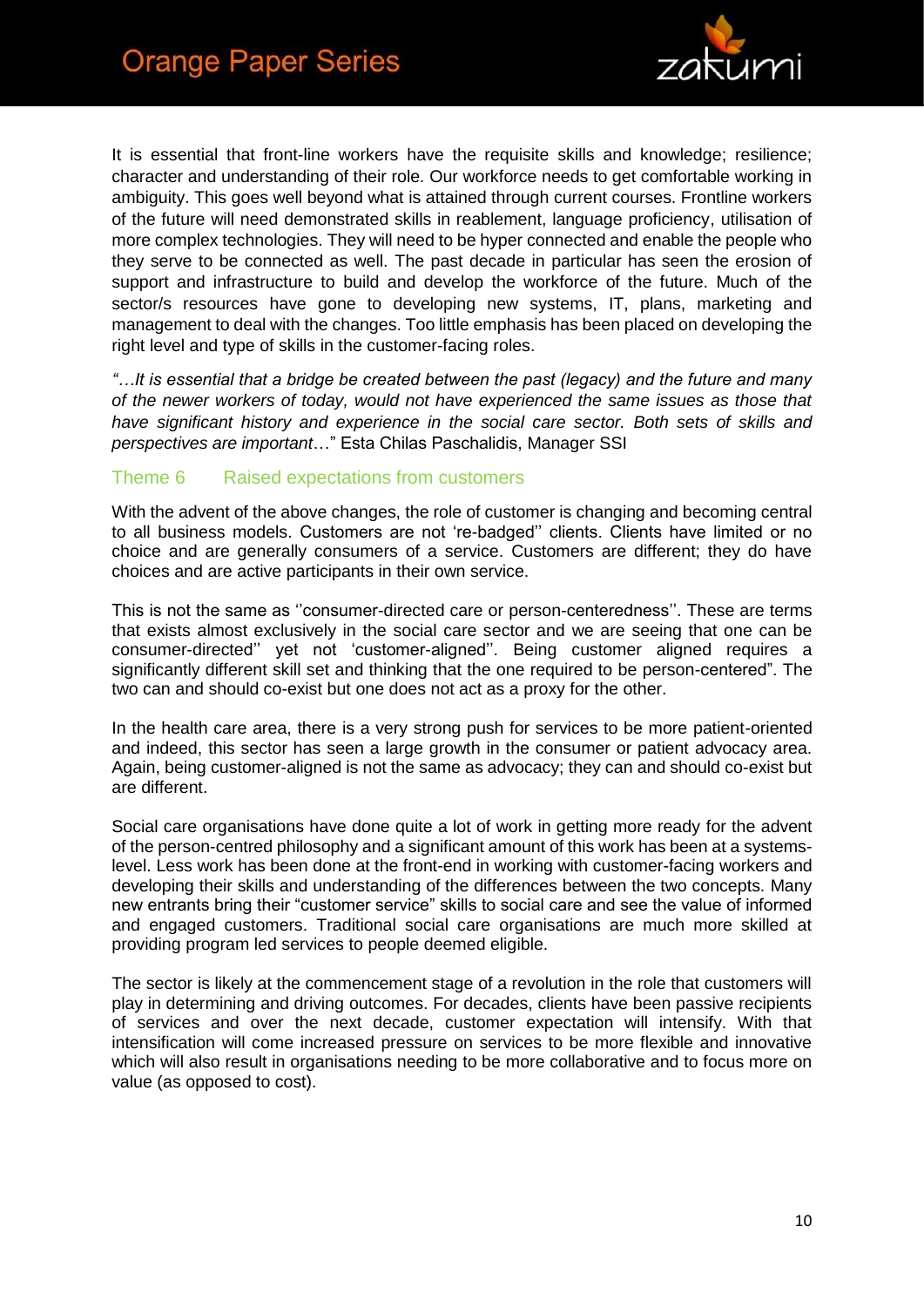It is essential that front-line workers have the requisite skills and knowledge; resilience; character and understanding of their role. Our workforce needs to get comfortable working in ambiguity. This goes well beyond what is attained through current courses. Frontline workers of the future will need demonstrated skills in reablement, language proficiency, utilisation of more complex technologies. They will need to be hyper connected and enable the people who they serve to be connected as well. The past decade in particular has seen the erosion of support and infrastructure to build and develop the workforce of the future. Much of the sector/s resources have gone to developing new systems, IT, plans, marketing and management to deal with the changes. Too little emphasis has been placed on developing the right level and type of skills in the customer-facing roles.

*"…It is essential that a bridge be created between the past (legacy) and the future and many of the newer workers of today, would not have experienced the same issues as those that have significant history and experience in the social care sector. Both sets of skills and perspectives are important…*" Esta Chilas Paschalidis, Manager SSI

## Theme 6 Raised expectations from customers

With the advent of the above changes, the role of customer is changing and becoming central to all business models. Customers are not 're-badged'' clients. Clients have limited or no choice and are generally consumers of a service. Customers are different; they do have choices and are active participants in their own service.

This is not the same as ''consumer-directed care or person-centeredness''. These are terms that exists almost exclusively in the social care sector and we are seeing that one can be consumer-directed'' yet not 'customer-aligned''. Being customer aligned requires a significantly different skill set and thinking that the one required to be person-centered". The two can and should co-exist but one does not act as a proxy for the other.

In the health care area, there is a very strong push for services to be more patient-oriented and indeed, this sector has seen a large growth in the consumer or patient advocacy area. Again, being customer-aligned is not the same as advocacy; they can and should co-exist but are different.

Social care organisations have done quite a lot of work in getting more ready for the advent of the person-centred philosophy and a significant amount of this work has been at a systems-level. Less work has been done at the front-end in working with customer-facing workers and developing their skills and understanding of the differences between the two concepts. Many new entrants bring their "customer service" skills to social care and see the value of informed and engaged customers. Traditional social care organisations are much more skilled at providing program led services to people deemed eligible.

The sector is likely at the commencement stage of a revolution in the role that customers will play in determining and driving outcomes. For decades, clients have been passive recipients of services and over the next decade, customer expectation will intensify. With that intensification will come increased pressure on services to be more flexible and innovative which will also result in organisations needing to be more collaborative and to focus more on value (as opposed to cost).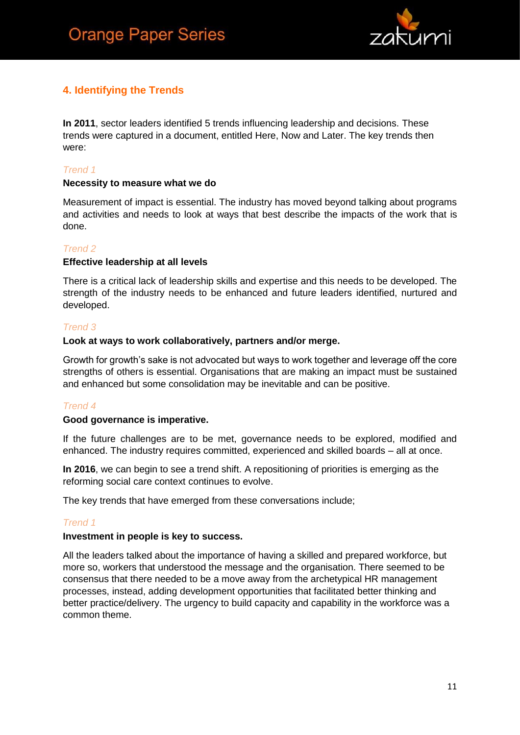## 4. Identifying the Trends

**In 2011**, sector leaders identified 5 trends influencing leadership and decisions. These trends were captured in a document, entitled Here, Now and Later. The key trends then were:

*Trend 1*

**Necessity to measure what we do**

Measurement of impact is essential. The industry has moved beyond talking about programs and activities and needs to look at ways that best describe the impacts of the work that is done.

*Trend 2*

**Effective leadership at all levels**

There is a critical lack of leadership skills and expertise and this needs to be developed. The strength of the industry needs to be enhanced and future leaders identified, nurtured and developed.

*Trend 3*

**Look at ways to work collaboratively, partners and/or merge.**

Growth for growth's sake is not advocated but ways to work together and leverage off the core strengths of others is essential. Organisations that are making an impact must be sustained and enhanced but some consolidation may be inevitable and can be positive.

*Trend 4*

**Good governance is imperative.**

If the future challenges are to be met, governance needs to be explored, modified and enhanced. The industry requires committed, experienced and skilled boards – all at once.

**In 2016**, we can begin to see a trend shift. A repositioning of priorities is emerging as the reforming social care context continues to evolve.

The key trends that have emerged from these conversations include;

*Trend 1*

**Investment in people is key to success.**

All the leaders talked about the importance of having a skilled and prepared workforce, but more so, workers that understood the message and the organisation. There seemed to be consensus that there needed to be a move away from the archetypical HR management processes, instead, adding development opportunities that facilitated better thinking and better practice/delivery. The urgency to build capacity and capability in the workforce was a common theme.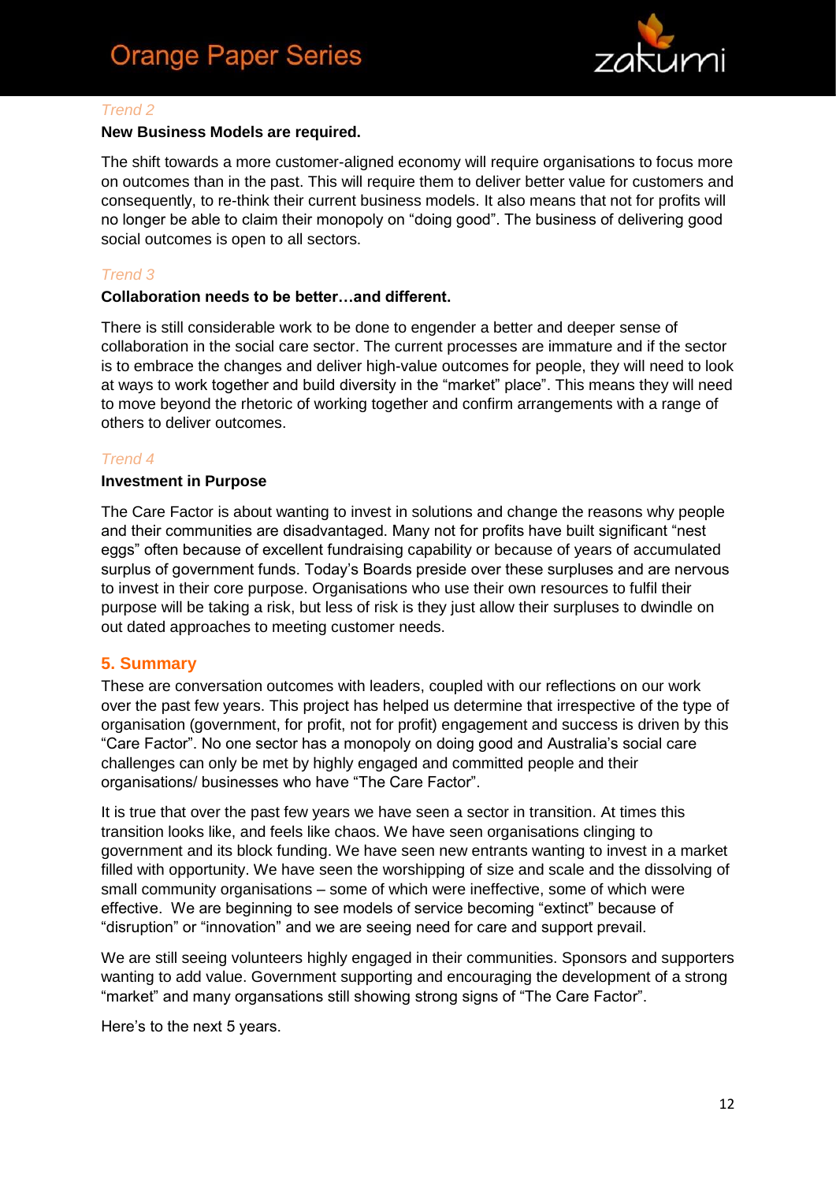*Trend 2*

**New Business Models are required.**

The shift towards a more customer-aligned economy will require organisations to focus more on outcomes than in the past. This will require them to deliver better value for customers and consequently, to re-think their current business models. It also means that not for profits will no longer be able to claim their monopoly on "doing good". The business of delivering good social outcomes is open to all sectors.

*Trend 3*

**Collaboration needs to be better…and different.**

There is still considerable work to be done to engender a better and deeper sense of collaboration in the social care sector. The current processes are immature and if the sector is to embrace the changes and deliver high-value outcomes for people, they will need to look at ways to work together and build diversity in the "market" place". This means they will need to move beyond the rhetoric of working together and confirm arrangements with a range of others to deliver outcomes.

*Trend 4*

**Investment in Purpose**

The Care Factor is about wanting to invest in solutions and change the reasons why people and their communities are disadvantaged. Many not for profits have built significant "nest eggs" often because of excellent fundraising capability or because of years of accumulated surplus of government funds. Today's Boards preside over these surpluses and are nervous to invest in their core purpose. Organisations who use their own resources to fulfil their purpose will be taking a risk, but less of risk is they just allow their surpluses to dwindle on out dated approaches to meeting customer needs.

## 5. Summary

These are conversation outcomes with leaders, coupled with our reflections on our work over the past few years. This project has helped us determine that irrespective of the type of organisation (government, for profit, not for profit) engagement and success is driven by this "Care Factor". No one sector has a monopoly on doing good and Australia's social care challenges can only be met by highly engaged and committed people and their organisations/ businesses who have "The Care Factor".

It is true that over the past few years we have seen a sector in transition. At times this transition looks like, and feels like chaos. We have seen organisations clinging to government and its block funding. We have seen new entrants wanting to invest in a market filled with opportunity. We have seen the worshipping of size and scale and the dissolving of small community organisations – some of which were ineffective, some of which were effective. We are beginning to see models of service becoming "extinct" because of "disruption" or "innovation" and we are seeing need for care and support prevail.

We are still seeing volunteers highly engaged in their communities. Sponsors and supporters wanting to add value. Government supporting and encouraging the development of a strong "market" and many organsations still showing strong signs of "The Care Factor".

Here's to the next 5 years.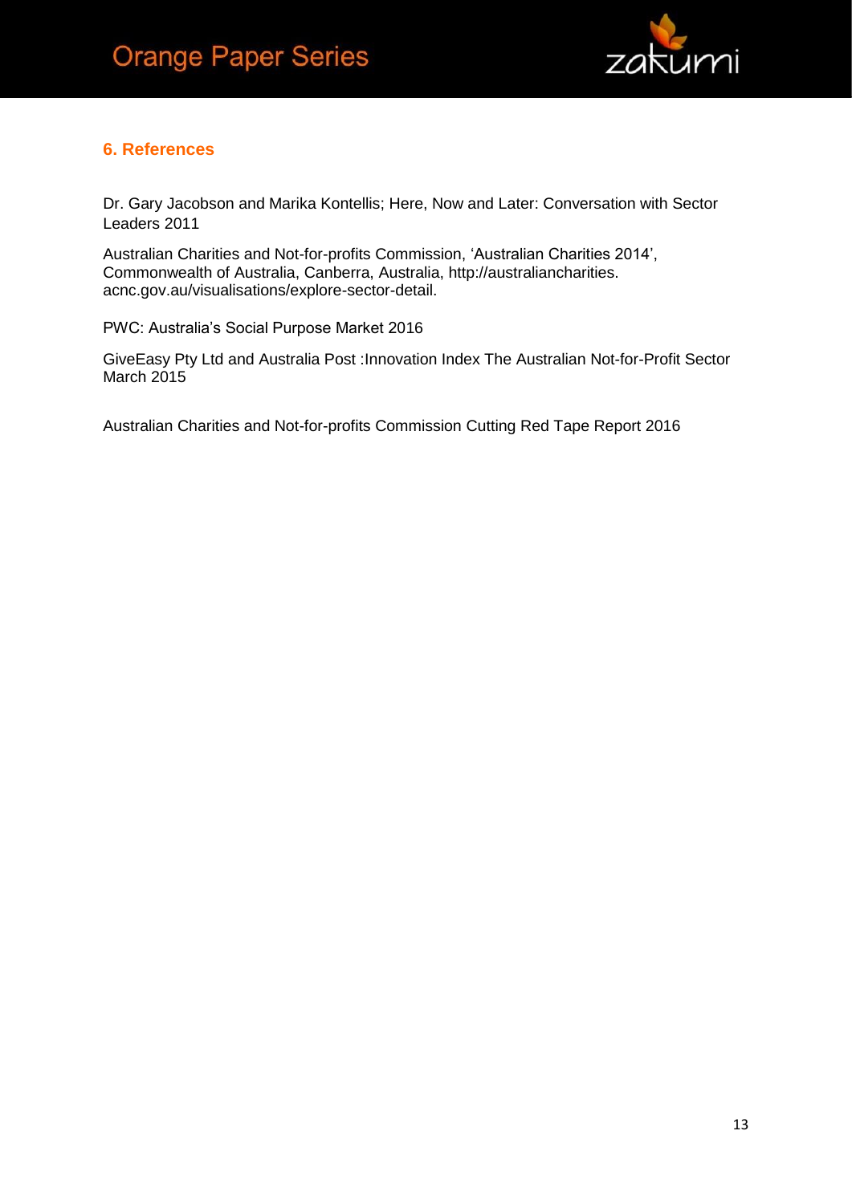## 6. References

Dr. Gary Jacobson and Marika Kontellis; Here, Now and Later: Conversation with Sector Leaders 2011

Australian Charities and Not-for-profits Commission, 'Australian Charities 2014', Commonwealth of Australia, Canberra, Australia, http://australiancharities. acnc.gov.au/visualisations/explore-sector-detail.

PWC: Australia's Social Purpose Market 2016

GiveEasy Pty Ltd and Australia Post :Innovation Index The Australian Not-for-Profit Sector March 2015

Australian Charities and Not-for-profits Commission Cutting Red Tape Report 2016